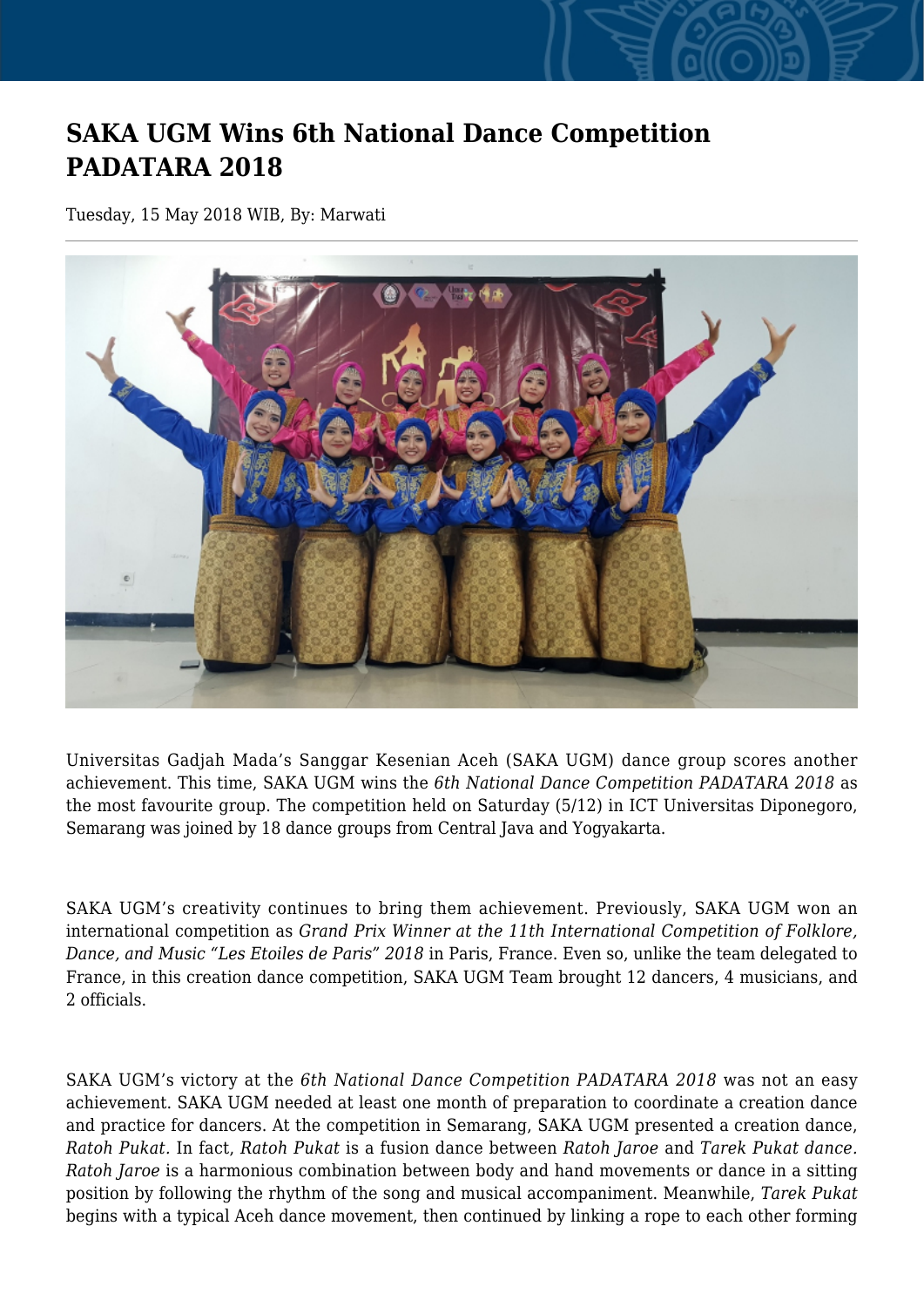# SAKA UGM Wins 6th National Dance Competition PADATARA 2018

Tuesday, 15 May 2018 WIB, By: Marwati

Universitas Gadjah Mada's Sanggar Kesenian Aceh (SAKA UGM) dance group scores another achievement. This time, SAKA UGM wins the *6th National Dance Competition PADATARA 2018* as the most favourite group. The competition held on Saturday (5/12) in ICT Universitas Diponegoro, Semarang was joined by 18 dance groups from Central Java and Yogyakarta.

SAKA UGM's creativity continues to bring them achievement. Previously, SAKA UGM won an international competition as *Grand Prix Winner at the 11th International Competition of Folklore, Dance, and Music "Les Etoiles de Paris" 2018* in Paris, France. Even so, unlike the team delegated to France, in this creation dance competition, SAKA UGM Team brought 12 dancers, 4 musicians, and 2 officials.

SAKA UGM's victory at the *6th National Dance Competition PADATARA 2018* was not an easy achievement. SAKA UGM needed at least one month of preparation to coordinate a creation dance and practice for dancers. At the competition in Semarang, SAKA UGM presented a creation dance, *Ratoh Pukat.* In fact, *Ratoh Pukat* is a fusion dance between *Ratoh Jaroe* and *Tarek Pukat dance. Ratoh Jaroe* is a harmonious combination between body and hand movements or dance in a sitting position by following the rhythm of the song and musical accompaniment. Meanwhile, *Tarek Pukat* begins with a typical Aceh dance movement, then continued by linking a rope to each other forming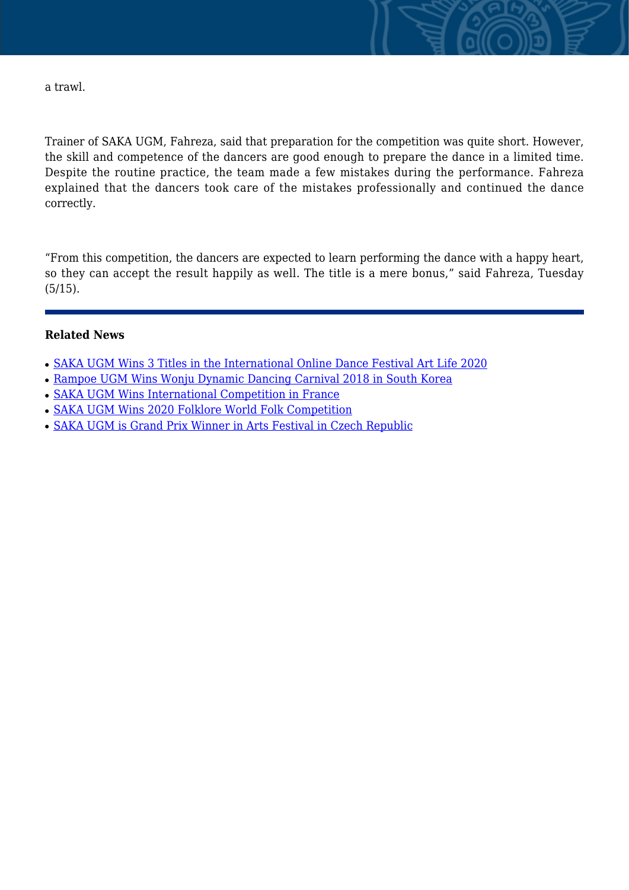a trawl.

Trainer of SAKA UGM, Fahreza, said that preparation for the competition was quite short. However, the skill and competence of the dancers are good enough to prepare the dance in a limited time. Despite the routine practice, the team made a few mistakes during the performance. Fahreza explained that the dancers took care of the mistakes professionally and continued the dance correctly.

"From this competition, the dancers are expected to learn performing the dance with a happy heart, so they can accept the result happily as well. The title is a mere bonus," said Fahreza, Tuesday (5/15).

---

**Related News**

- SAKA UGM Wins 3 Titles in the International Online Dance Festival Art Life 2020
- Rampoe UGM Wins Wonju Dynamic Dancing Carnival 2018 in South Korea
- SAKA UGM Wins International Competition in France
- SAKA UGM Wins 2020 Folklore World Folk Competition
- SAKA UGM is Grand Prix Winner in Arts Festival in Czech Republic